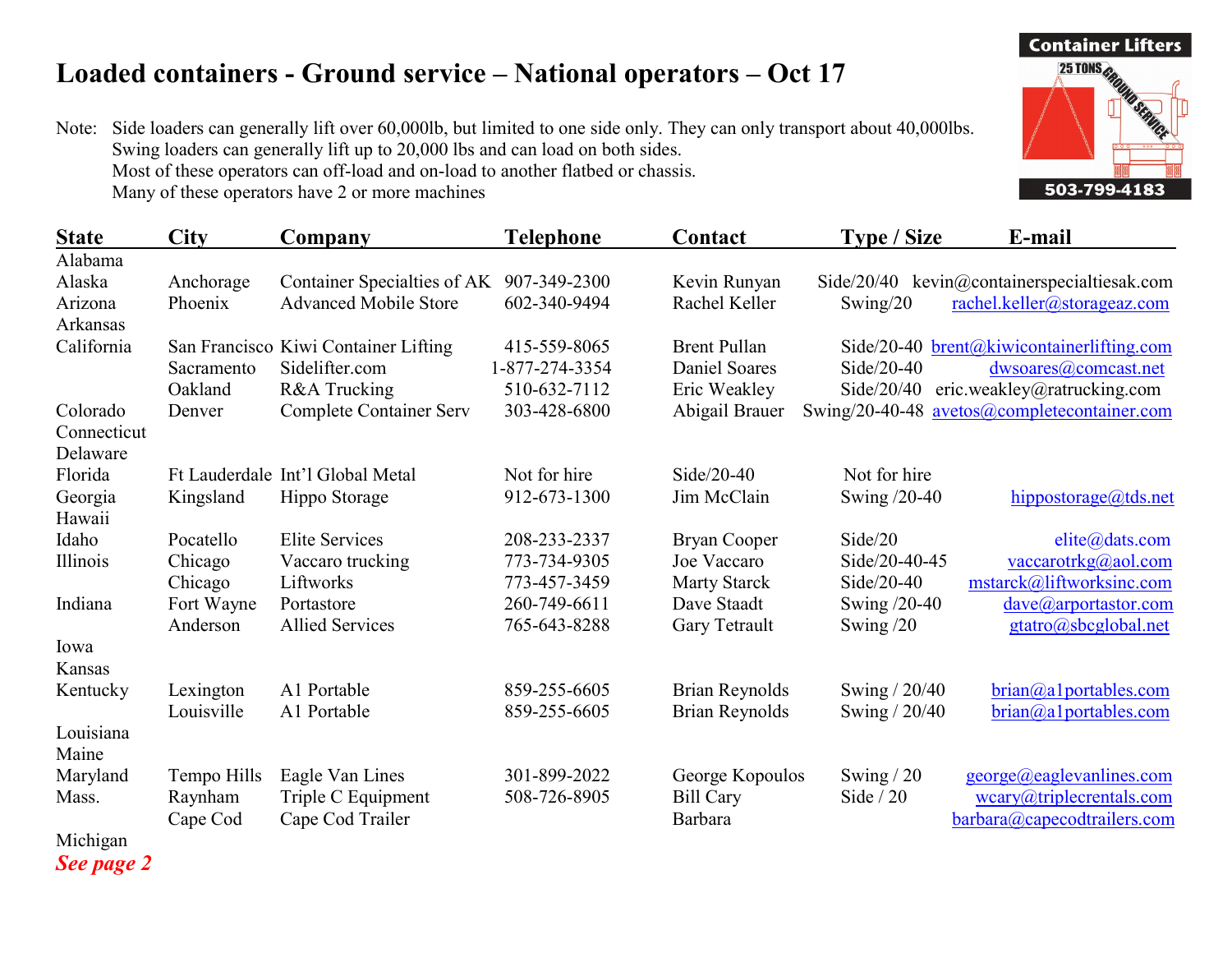# Loaded containers - Ground service – National operators – Oct 17

Note: Side loaders can generally lift over 60,000lb, but limited to one side only. They can only transport about 40,000lbs.
Swing loaders can generally lift up to 20,000 lbs and can load on both sides.
Most of these operators can off-load and on-load to another flatbed or chassis.
Many of these operators have 2 or more machines

Container Lifters
25 TONS GROUND SERVICE
503-799-4183

| State | City | Company | Telephone | Contact | Type / Size | E-mail |
|---|---|---|---|---|---|---|
| Alabama | | | | | | |
| Alaska | Anchorage | Container Specialties of AK | 907-349-2300 | Kevin Runyan | Side/20/40 | kevin@containerspecialtiesak.com |
| Arizona | Phoenix | Advanced Mobile Store | 602-340-9494 | Rachel Keller | Swing/20 | rachel.keller@storageaz.com |
| Arkansas | | | | | | |
| California | San Francisco | Kiwi Container Lifting | 415-559-8065 | Brent Pullan | Side/20-40 | brent@kiwicontainerlifting.com |
| | Sacramento | Sidelifter.com | 1-877-274-3354 | Daniel Soares | Side/20-40 | dwsoares@comcast.net |
| | Oakland | R&A Trucking | 510-632-7112 | Eric Weakley | Side/20/40 | eric.weakley@ratrucking.com |
| Colorado | Denver | Complete Container Serv | 303-428-6800 | Abigail Brauer | Swing/20-40-48 | avetos@completecontainer.com |
| Connecticut | | | | | | |
| Delaware | | | | | | |
| Florida | Ft Lauderdale | Int'l Global Metal | Not for hire | Side/20-40 | Not for hire | |
| Georgia | Kingsland | Hippo Storage | 912-673-1300 | Jim McClain | Swing /20-40 | hippostorage@tds.net |
| Hawaii | | | | | | |
| Idaho | Pocatello | Elite Services | 208-233-2337 | Bryan Cooper | Side/20 | elite@dats.com |
| Illinois | Chicago | Vaccaro trucking | 773-734-9305 | Joe Vaccaro | Side/20-40-45 | vaccarotrkg@aol.com |
| | Chicago | Liftworks | 773-457-3459 | Marty Starck | Side/20-40 | mstarck@liftworksinc.com |
| Indiana | Fort Wayne | Portastore | 260-749-6611 | Dave Staadt | Swing /20-40 | dave@arportastor.com |
| | Anderson | Allied Services | 765-643-8288 | Gary Tetrault | Swing /20 | gtatro@sbcglobal.net |
| Iowa | | | | | | |
| Kansas | | | | | | |
| Kentucky | Lexington | A1 Portable | 859-255-6605 | Brian Reynolds | Swing / 20/40 | brian@a1portables.com |
| | Louisville | A1 Portable | 859-255-6605 | Brian Reynolds | Swing / 20/40 | brian@a1portables.com |
| Louisiana | | | | | | |
| Maine | | | | | | |
| Maryland | Tempo Hills | Eagle Van Lines | 301-899-2022 | George Kopoulos | Swing / 20 | george@eaglevanlines.com |
| Mass. | Raynham | Triple C Equipment | 508-726-8905 | Bill Cary | Side / 20 | wcary@triplecrentals.com |
| | Cape Cod | Cape Cod Trailer | | Barbara | | barbara@capecodtrailers.com |
| Michigan | | | | | | |

***See page 2***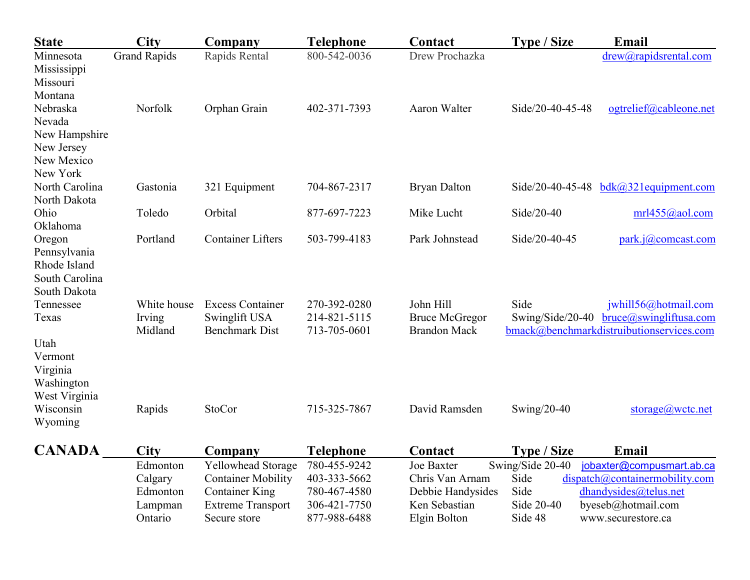| State | City | Company | Telephone | Contact | Type / Size | Email |
|---|---|---|---|---|---|---|
| Minnesota | Grand Rapids | Rapids Rental | 800-542-0036 | Drew Prochazka | | drew@rapidsrental.com |
| Mississippi | | | | | | |
| Missouri | | | | | | |
| Montana | | | | | | |
| Nebraska | Norfolk | Orphan Grain | 402-371-7393 | Aaron Walter | Side/20-40-45-48 | ogtrelief@cableone.net |
| Nevada | | | | | | |
| New Hampshire | | | | | | |
| New Jersey | | | | | | |
| New Mexico | | | | | | |
| New York | | | | | | |
| North Carolina | Gastonia | 321 Equipment | 704-867-2317 | Bryan Dalton | Side/20-40-45-48 | bdk@321equipment.com |
| North Dakota | | | | | | |
| Ohio | Toledo | Orbital | 877-697-7223 | Mike Lucht | Side/20-40 | mrl455@aol.com |
| Oklahoma | | | | | | |
| Oregon | Portland | Container Lifters | 503-799-4183 | Park Johnstead | Side/20-40-45 | park.j@comcast.com |
| Pennsylvania | | | | | | |
| Rhode Island | | | | | | |
| South Carolina | | | | | | |
| South Dakota | | | | | | |
| Tennessee | White house | Excess Container | 270-392-0280 | John Hill | Side | jwhill56@hotmail.com |
| Texas | Irving | Swinglift USA | 214-821-5115 | Bruce McGregor | Swing/Side/20-40 | bruce@swingliftusa.com |
| | Midland | Benchmark Dist | 713-705-0601 | Brandon Mack | | bmack@benchmarkdistruibutionservices.com |
| Utah | | | | | | |
| Vermont | | | | | | |
| Virginia | | | | | | |
| Washington | | | | | | |
| West Virginia | | | | | | |
| Wisconsin | Rapids | StoCor | 715-325-7867 | David Ramsden | Swing/20-40 | storage@wctc.net |
| Wyoming | | | | | | |

| CANADA | City | Company | Telephone | Contact | Type / Size | Email |
|---|---|---|---|---|---|---|
| | Edmonton | Yellowhead Storage | 780-455-9242 | Joe Baxter | Swing/Side 20-40 | jobaxter@compusmart.ab.ca |
| | Calgary | Container Mobility | 403-333-5662 | Chris Van Arnam | Side | dispatch@containermobility.com |
| | Edmonton | Container King | 780-467-4580 | Debbie Handysides | Side | dhandysides@telus.net |
| | Lampman | Extreme Transport | 306-421-7750 | Ken Sebastian | Side 20-40 | byeseb@hotmail.com |
| | Ontario | Secure store | 877-988-6488 | Elgin Bolton | Side 48 | www.securestore.ca |